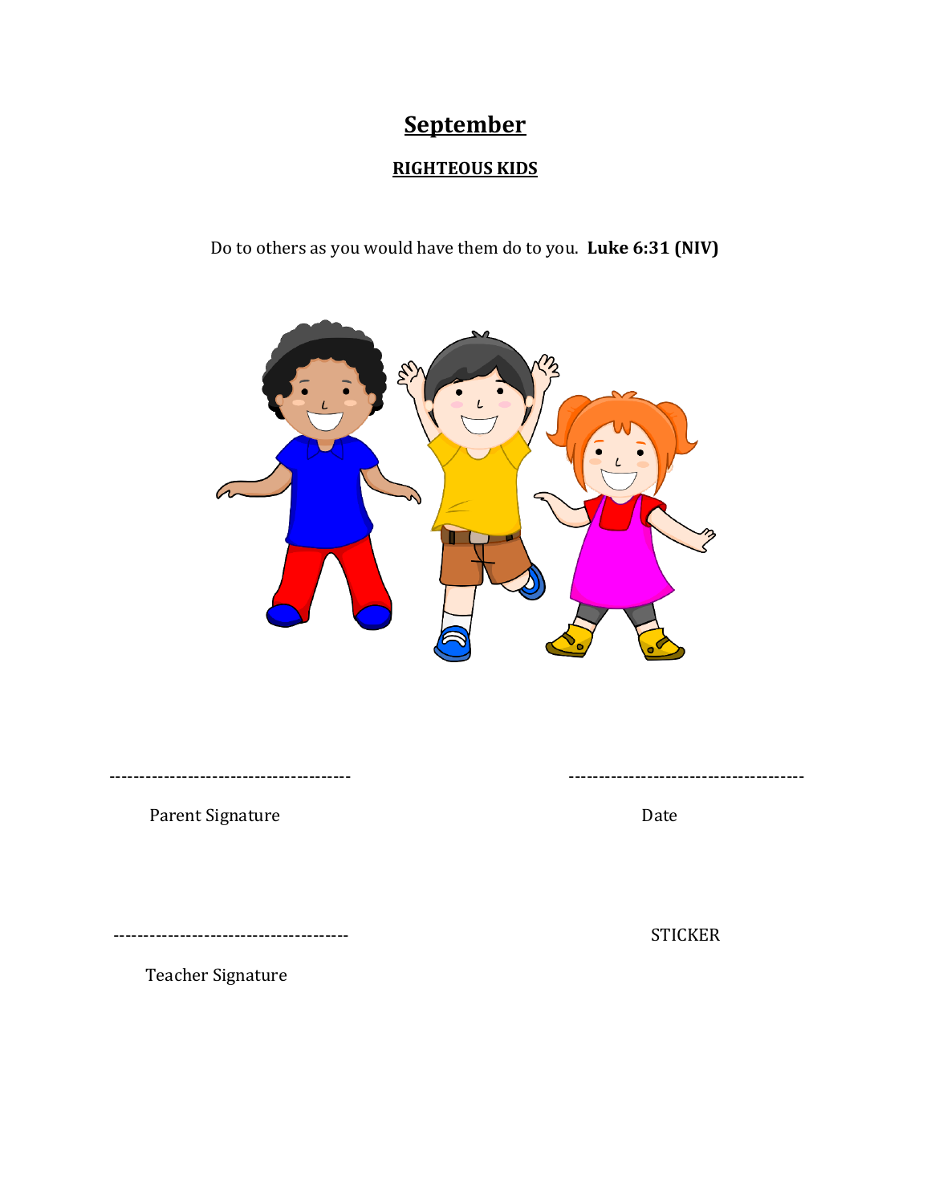# **September**

## **RIGHTEOUS KIDS**

Do to others as you would have them do to you. **Luke 6:31 (NIV)**

---------------------------------------- ----------------------------------------

Parent Signature Date

----------------------------------------

Teacher Signature

STICKER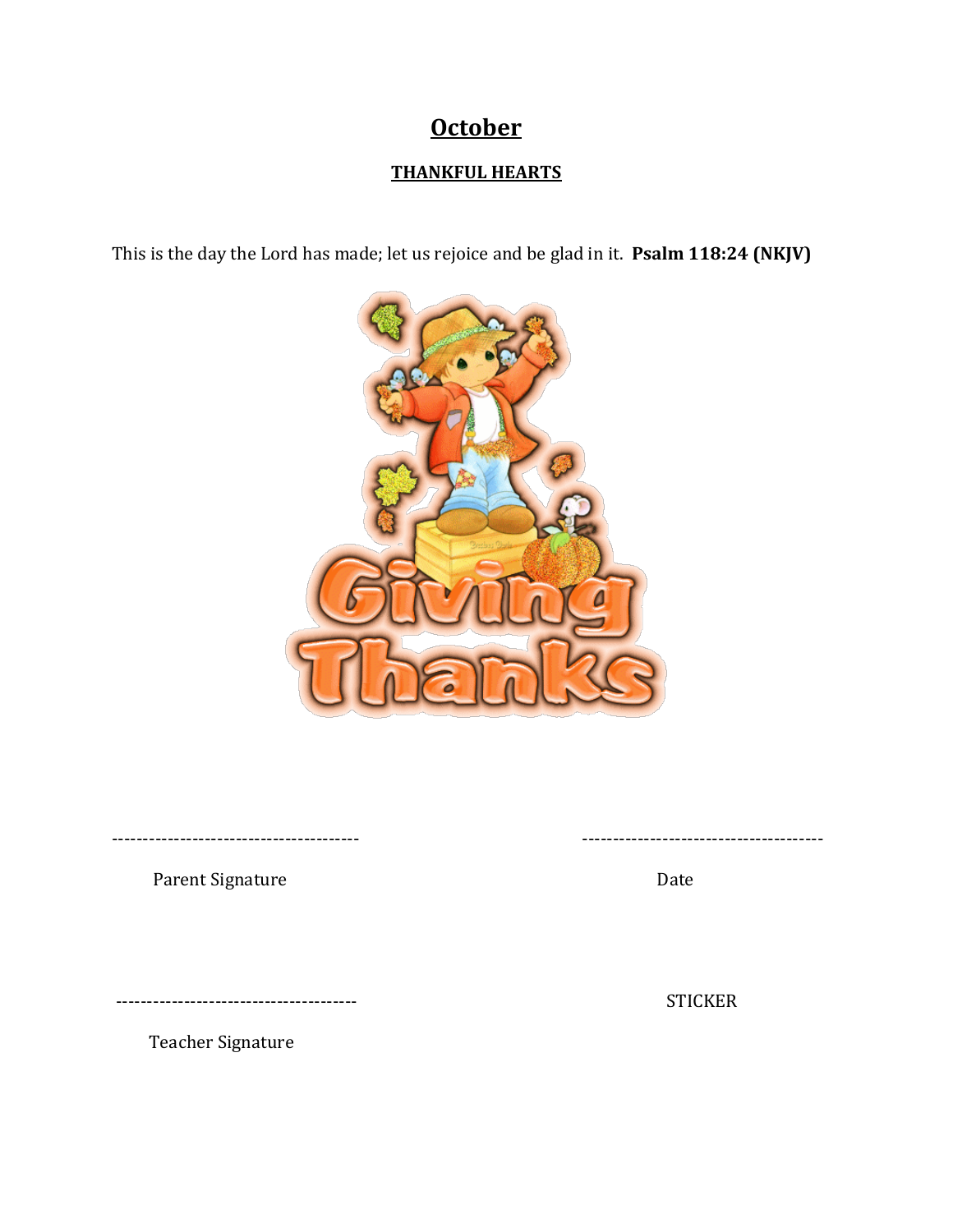# October

## THANKFUL HEARTS

This is the day the Lord has made; let us rejoice and be glad in it. **Psalm 118:24 (NKJV)**

---------------------------------------- ---------------------------------------

Parent Signature Date

---------------------------------------

Teacher Signature

STICKER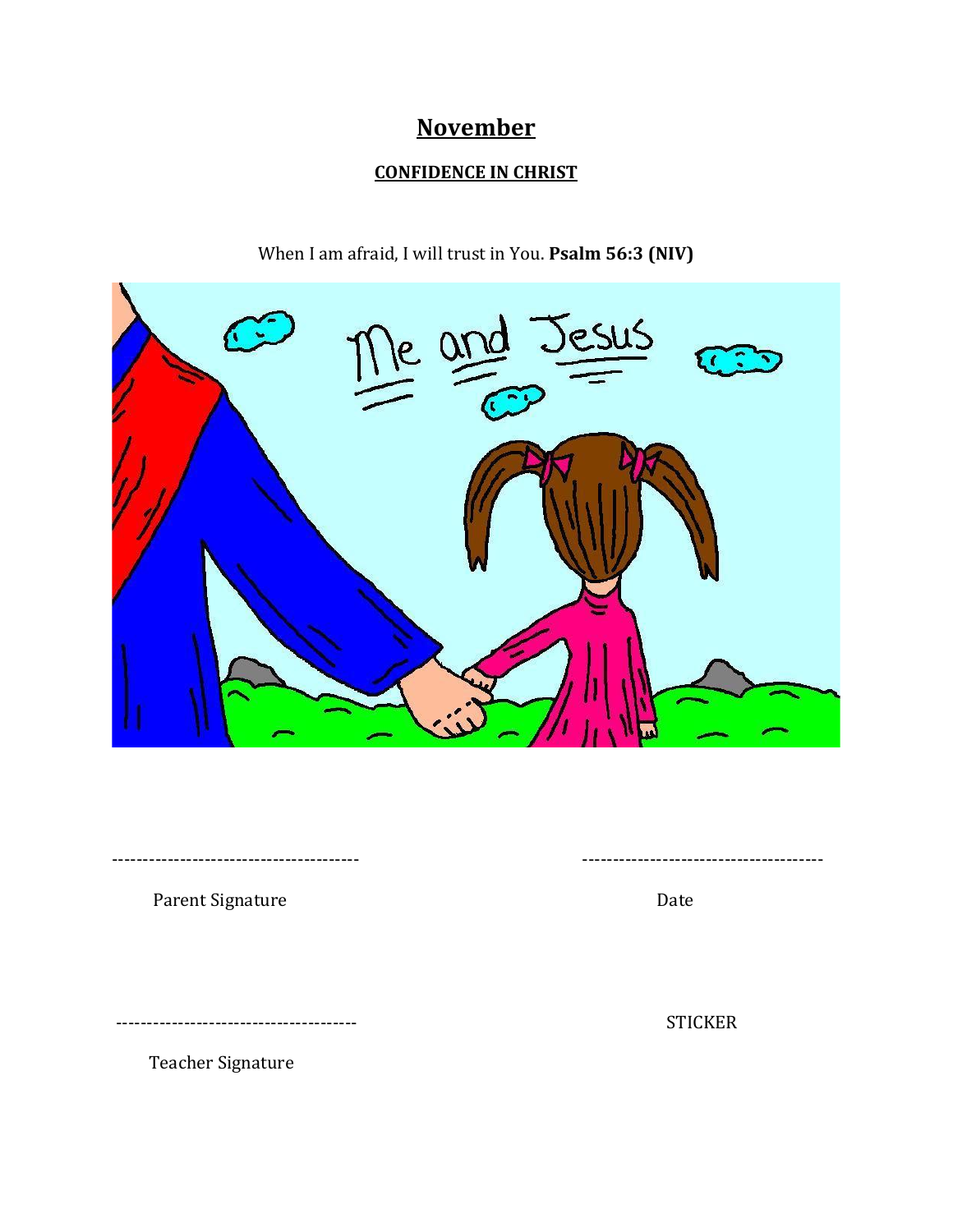# November

## CONFIDENCE IN CHRIST

When I am afraid, I will trust in You. **Psalm 56:3 (NIV)**

---------------------------------------- ---------------------------------------

Parent Signature Date

---------------------------------------- STICKER

Teacher Signature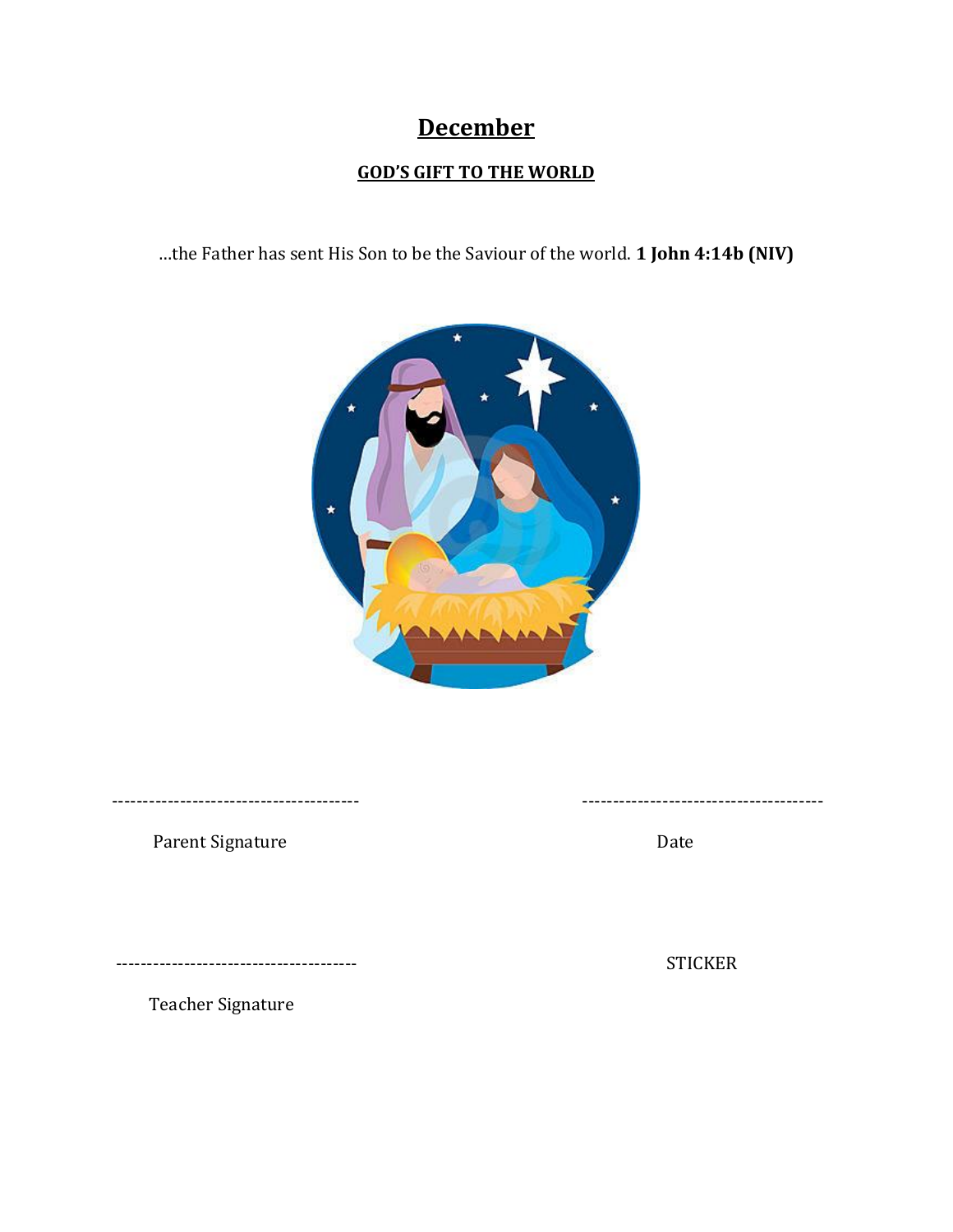# December

## GOD'S GIFT TO THE WORLD

…the Father has sent His Son to be the Saviour of the world. **1 John 4:14b (NIV)**

---------------------------------------- 

Parent Signature

---------------------------------------- 

Date

---------------------------------------- 

Teacher Signature

STICKER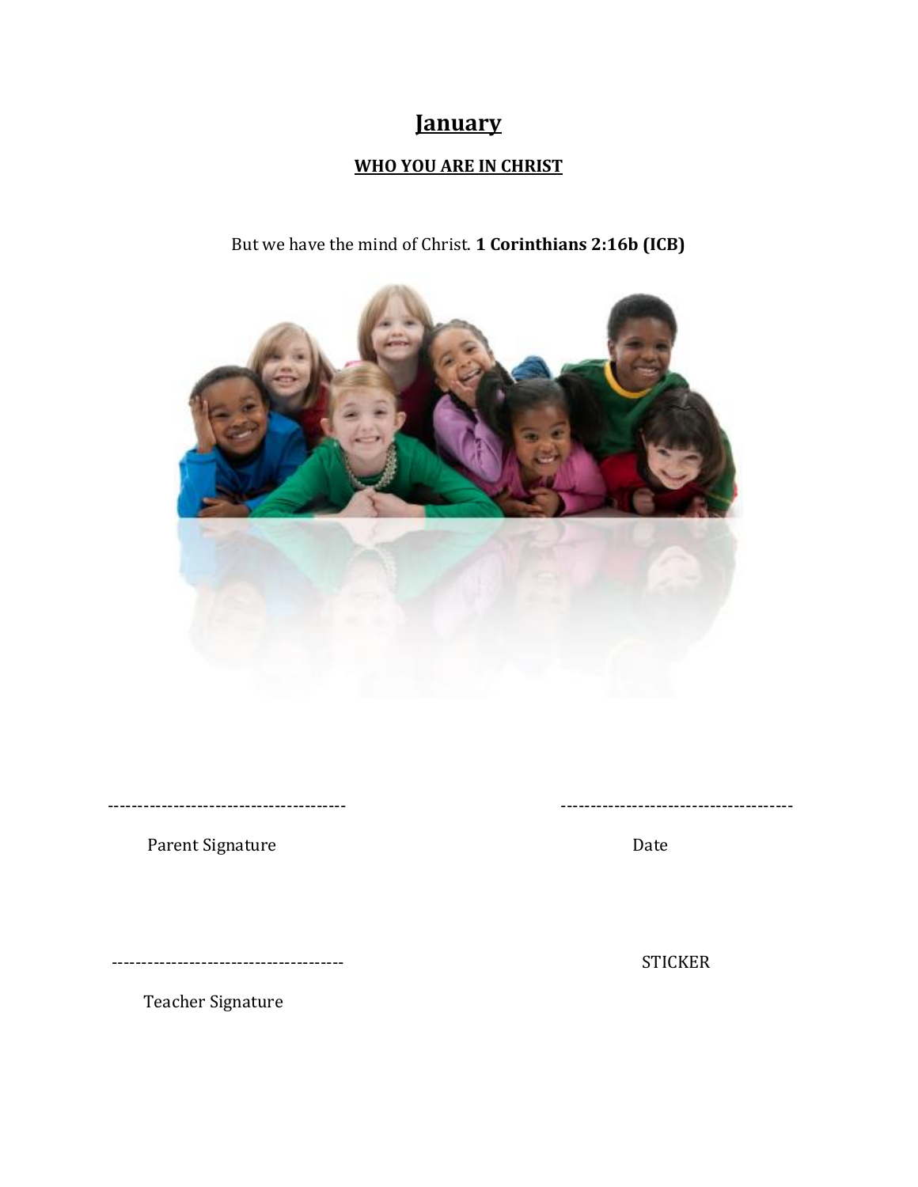# January

## WHO YOU ARE IN CHRIST

But we have the mind of Christ. **1 Corinthians 2:16b (ICB)**

---------------------------------------- &nbsp;&nbsp;&nbsp;&nbsp;&nbsp;&nbsp;&nbsp;&nbsp;&nbsp;&nbsp;&nbsp;&nbsp;&nbsp;&nbsp;&nbsp;&nbsp;&nbsp;&nbsp;&nbsp;&nbsp;&nbsp;&nbsp;&nbsp;&nbsp; ---------------------------------------

Parent Signature &nbsp;&nbsp;&nbsp;&nbsp;&nbsp;&nbsp;&nbsp;&nbsp;&nbsp;&nbsp;&nbsp;&nbsp;&nbsp;&nbsp;&nbsp;&nbsp;&nbsp;&nbsp;&nbsp;&nbsp;&nbsp;&nbsp;&nbsp;&nbsp;&nbsp;&nbsp;&nbsp;&nbsp;&nbsp;&nbsp;&nbsp;&nbsp;&nbsp;&nbsp;&nbsp;&nbsp;&nbsp;&nbsp;&nbsp;&nbsp;&nbsp;&nbsp;&nbsp;&nbsp;&nbsp;&nbsp;&nbsp;&nbsp;&nbsp;&nbsp; Date

--------------------------------------- &nbsp;&nbsp;&nbsp;&nbsp;&nbsp;&nbsp;&nbsp;&nbsp;&nbsp;&nbsp;&nbsp;&nbsp;&nbsp;&nbsp;&nbsp;&nbsp;&nbsp;&nbsp;&nbsp;&nbsp;&nbsp;&nbsp;&nbsp;&nbsp;&nbsp;&nbsp;&nbsp;&nbsp;&nbsp; STICKER

Teacher Signature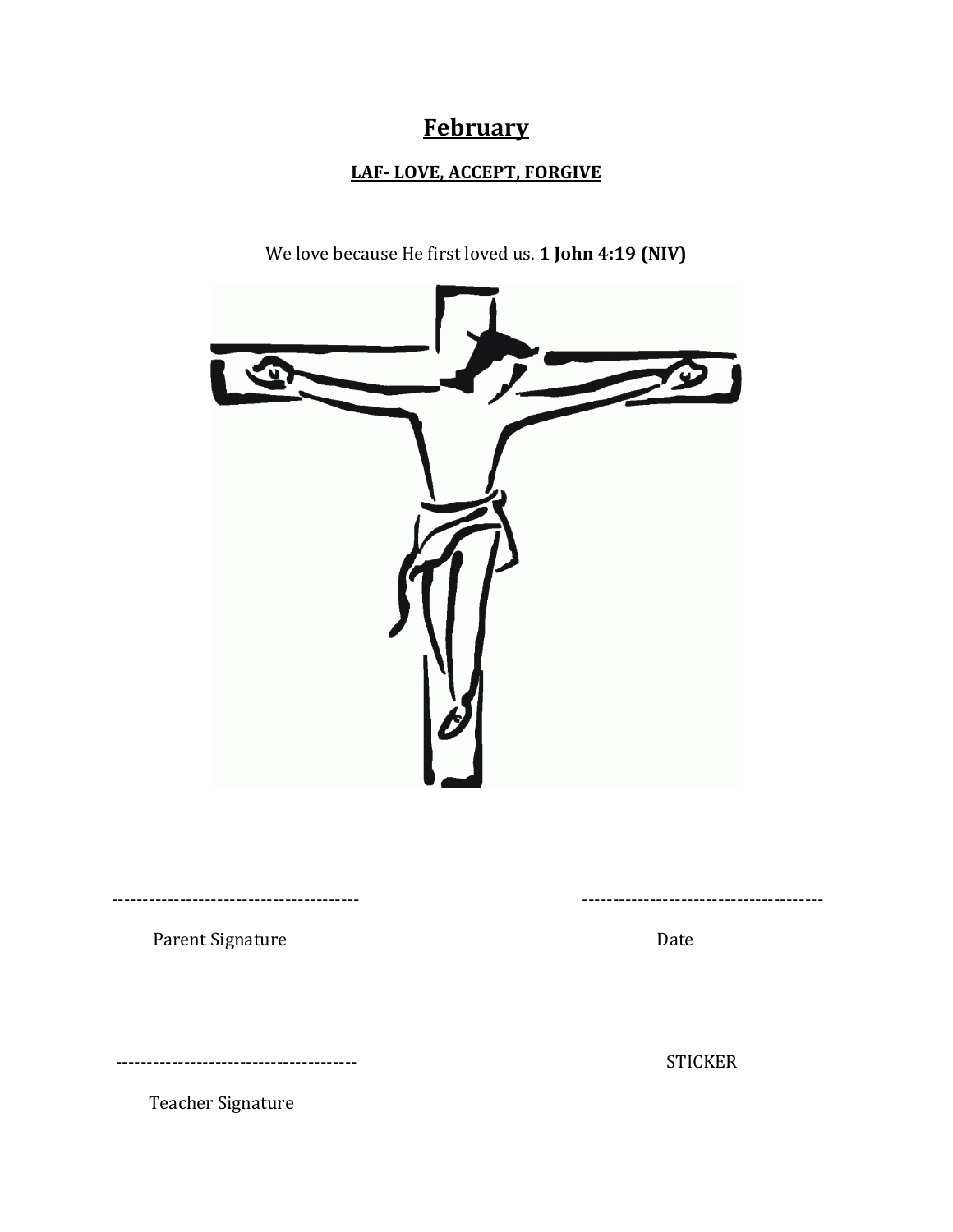# **February**

## **LAF- LOVE, ACCEPT, FORGIVE**

We love because He first loved us. **1 John 4:19 (NIV)**

---------------------------------------- Parent Signature

--------------------------------------- Date

--------------------------------------- Teacher Signature

STICKER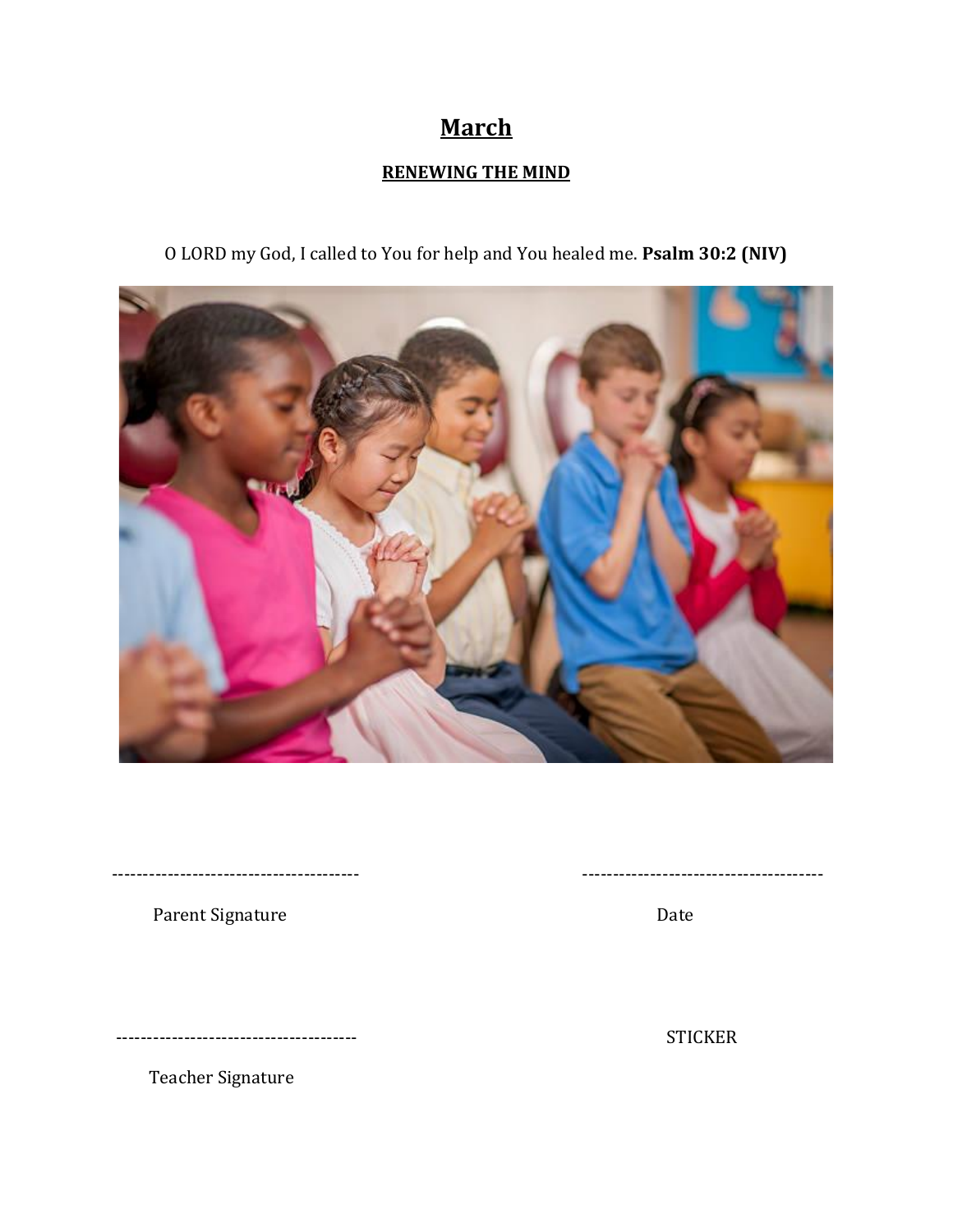# March

## RENEWING THE MIND

O LORD my God, I called to You for help and You healed me. **Psalm 30:2 (NIV)**

---------------------------------------- 

Parent Signature

---------------------------------------

Date

---------------------------------------

Teacher Signature

STICKER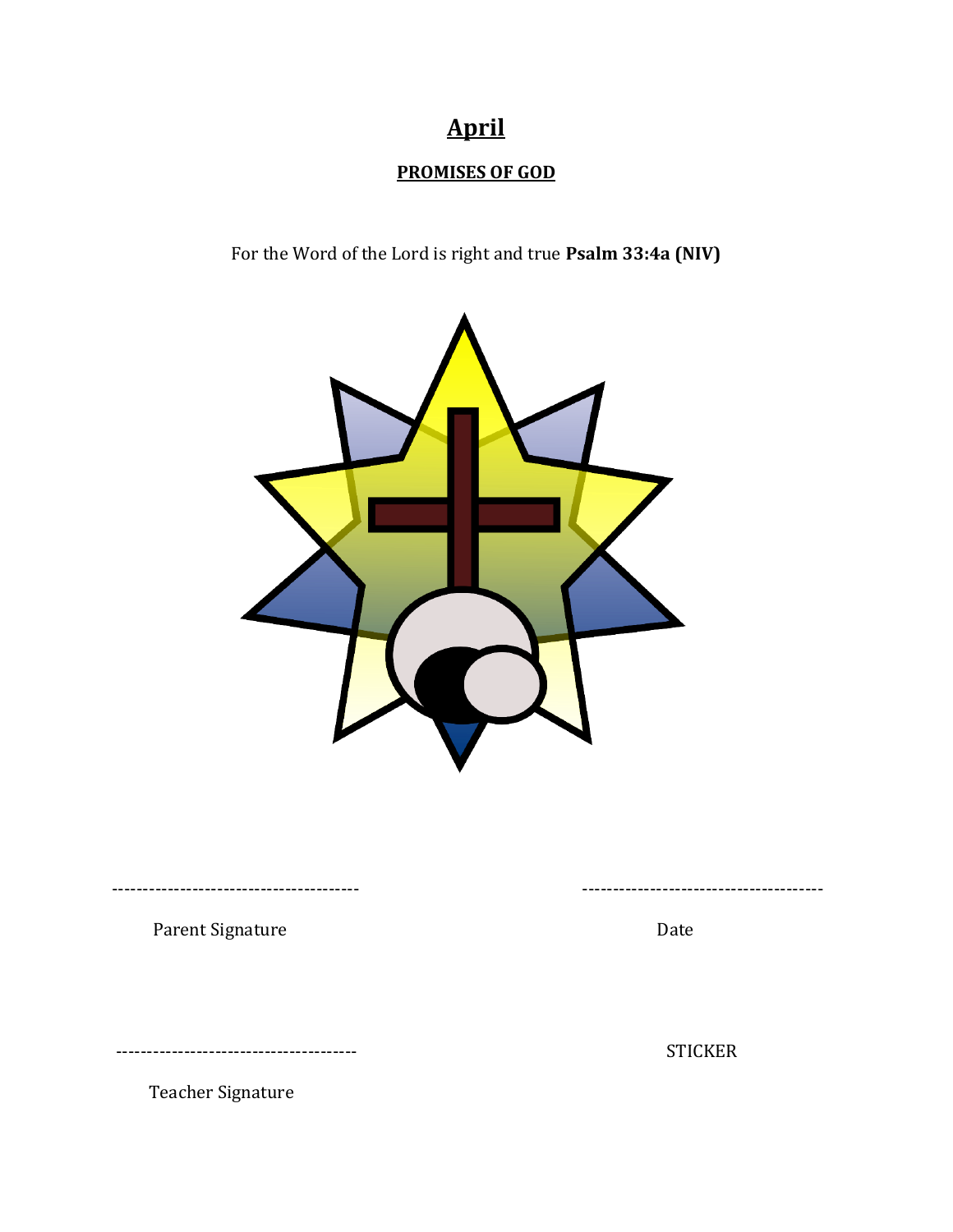# April

## PROMISES OF GOD

For the Word of the Lord is right and true **Psalm 33:4a (NIV)**

---------------------------------------

Parent Signature

---------------------------------------

Date

---------------------------------------

Teacher Signature

STICKER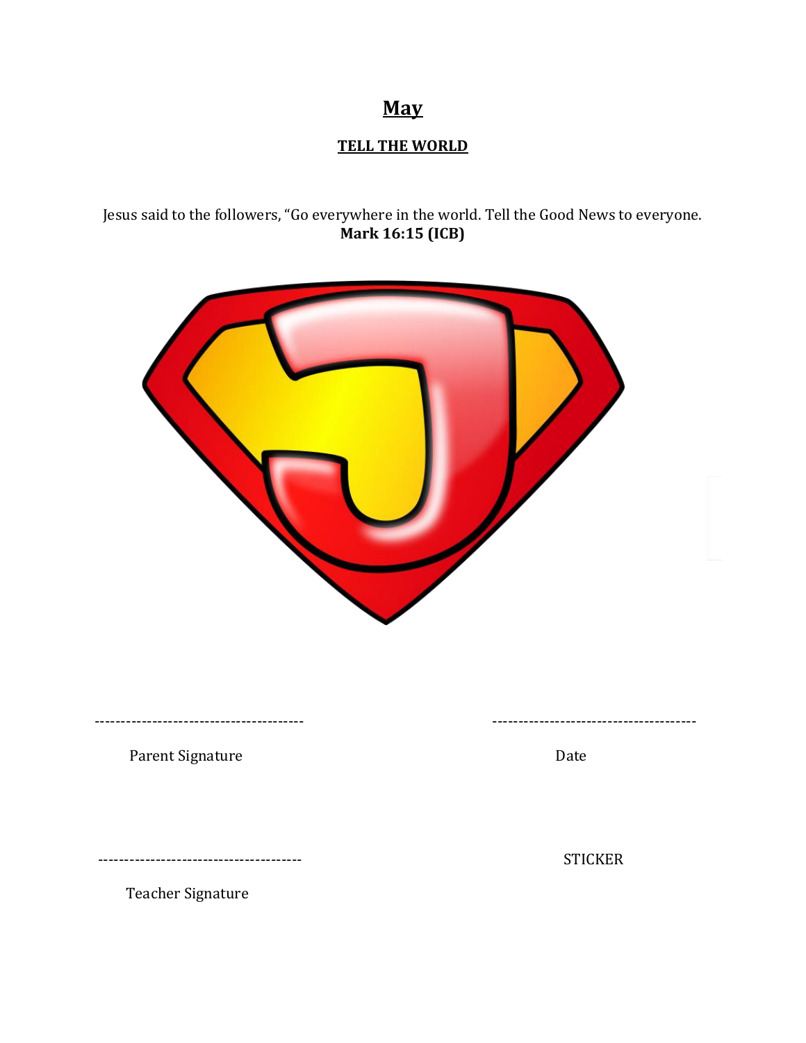# **May**

## **TELL THE WORLD**

Jesus said to the followers, "Go everywhere in the world. Tell the Good News to everyone.
**Mark 16:15 (ICB)**

---------------------------------------

Parent Signature

---------------------------------------

Date

---------------------------------------

Teacher Signature

STICKER